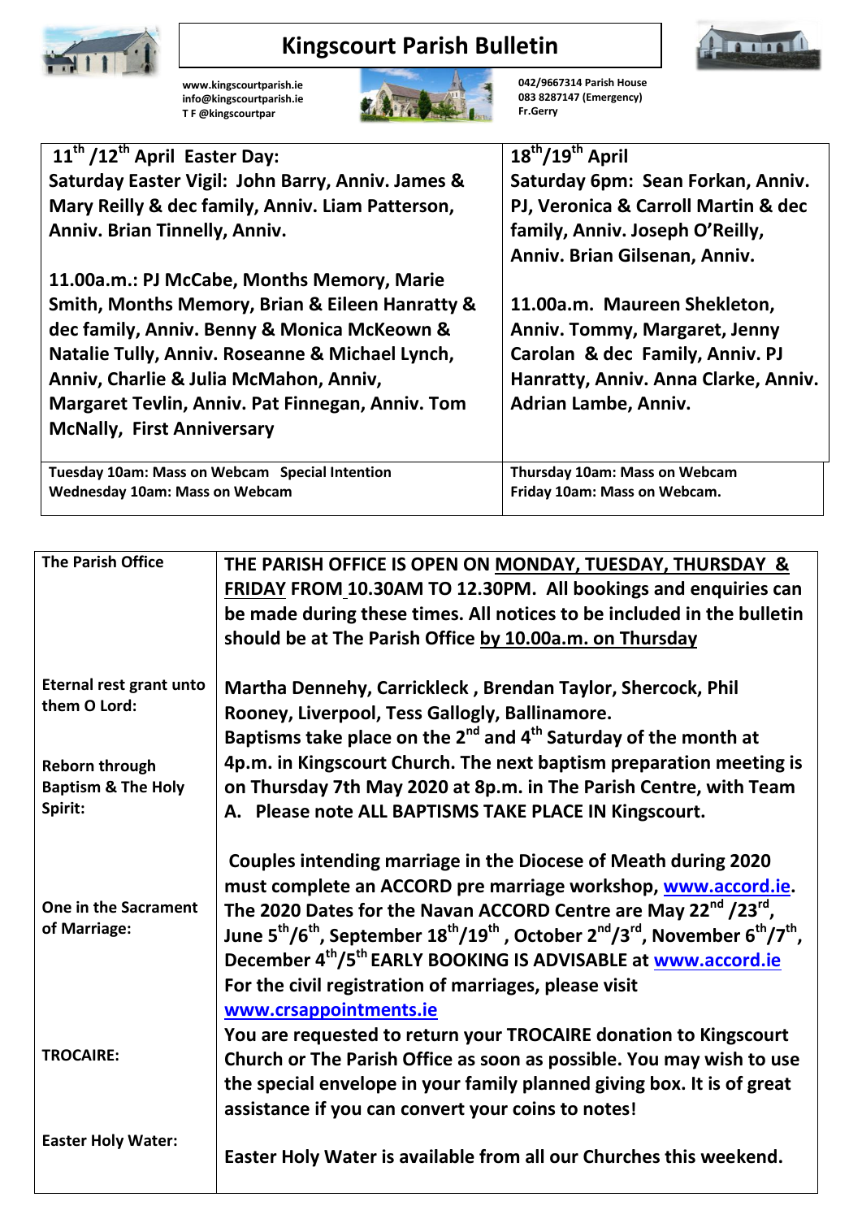# Kingscourt Parish Bulletin

www.kingscourtparish.ie
info@kingscourtparish.ie
T F @kingscourtpar

042/9667314 Parish House
083 8287147 (Emergency)
Fr.Gerry

| 11th /12th April Easter Day: | 18th/19th April |
|---|---|
| Saturday Easter Vigil: John Barry, Anniv. James & Mary Reilly & dec family, Anniv. Liam Patterson, Anniv. Brian Tinnelly, Anniv. | Saturday 6pm: Sean Forkan, Anniv. PJ, Veronica & Carroll Martin & dec family, Anniv. Joseph O'Reilly, Anniv. Brian Gilsenan, Anniv. |
| 11.00a.m.: PJ McCabe, Months Memory, Marie Smith, Months Memory, Brian & Eileen Hanratty & dec family, Anniv. Benny & Monica McKeown & Natalie Tully, Anniv. Roseanne & Michael Lynch, Anniv, Charlie & Julia McMahon, Anniv, Margaret Tevlin, Anniv. Pat Finnegan, Anniv. Tom McNally, First Anniversary | 11.00a.m. Maureen Shekleton, Anniv. Tommy, Margaret, Jenny Carolan & dec Family, Anniv. PJ Hanratty, Anniv. Anna Clarke, Anniv. Adrian Lambe, Anniv. |
| Tuesday 10am: Mass on Webcam Special Intention<br>Wednesday 10am: Mass on Webcam | Thursday 10am: Mass on Webcam<br>Friday 10am: Mass on Webcam. |

| | |
|---|---|
| **The Parish Office** | **THE PARISH OFFICE IS OPEN ON MONDAY, TUESDAY, THURSDAY & FRIDAY FROM 10.30AM TO 12.30PM. All bookings and enquiries can be made during these times. All notices to be included in the bulletin should be at The Parish Office by 10.00a.m. on Thursday** |
| **Eternal rest grant unto them O Lord:** | **Martha Dennehy, Carrickleck , Brendan Taylor, Shercock, Phil Rooney, Liverpool, Tess Gallogly, Ballinamore.** |
| **Reborn through Baptism & The Holy Spirit:** | **Baptisms take place on the 2nd and 4th Saturday of the month at 4p.m. in Kingscourt Church. The next baptism preparation meeting is on Thursday 7th May 2020 at 8p.m. in The Parish Centre, with Team A. Please note ALL BAPTISMS TAKE PLACE IN Kingscourt.** |
| **One in the Sacrament of Marriage:** | **Couples intending marriage in the Diocese of Meath during 2020 must complete an ACCORD pre marriage workshop, www.accord.ie. The 2020 Dates for the Navan ACCORD Centre are May 22nd /23rd, June 5th/6th, September 18th/19th , October 2nd/3rd, November 6th/7th, December 4th/5th EARLY BOOKING IS ADVISABLE at www.accord.ie For the civil registration of marriages, please visit www.crsappointments.ie** |
| **TROCAIRE:** | **You are requested to return your TROCAIRE donation to Kingscourt Church or The Parish Office as soon as possible. You may wish to use the special envelope in your family planned giving box. It is of great assistance if you can convert your coins to notes!** |
| **Easter Holy Water:** | **Easter Holy Water is available from all our Churches this weekend.** |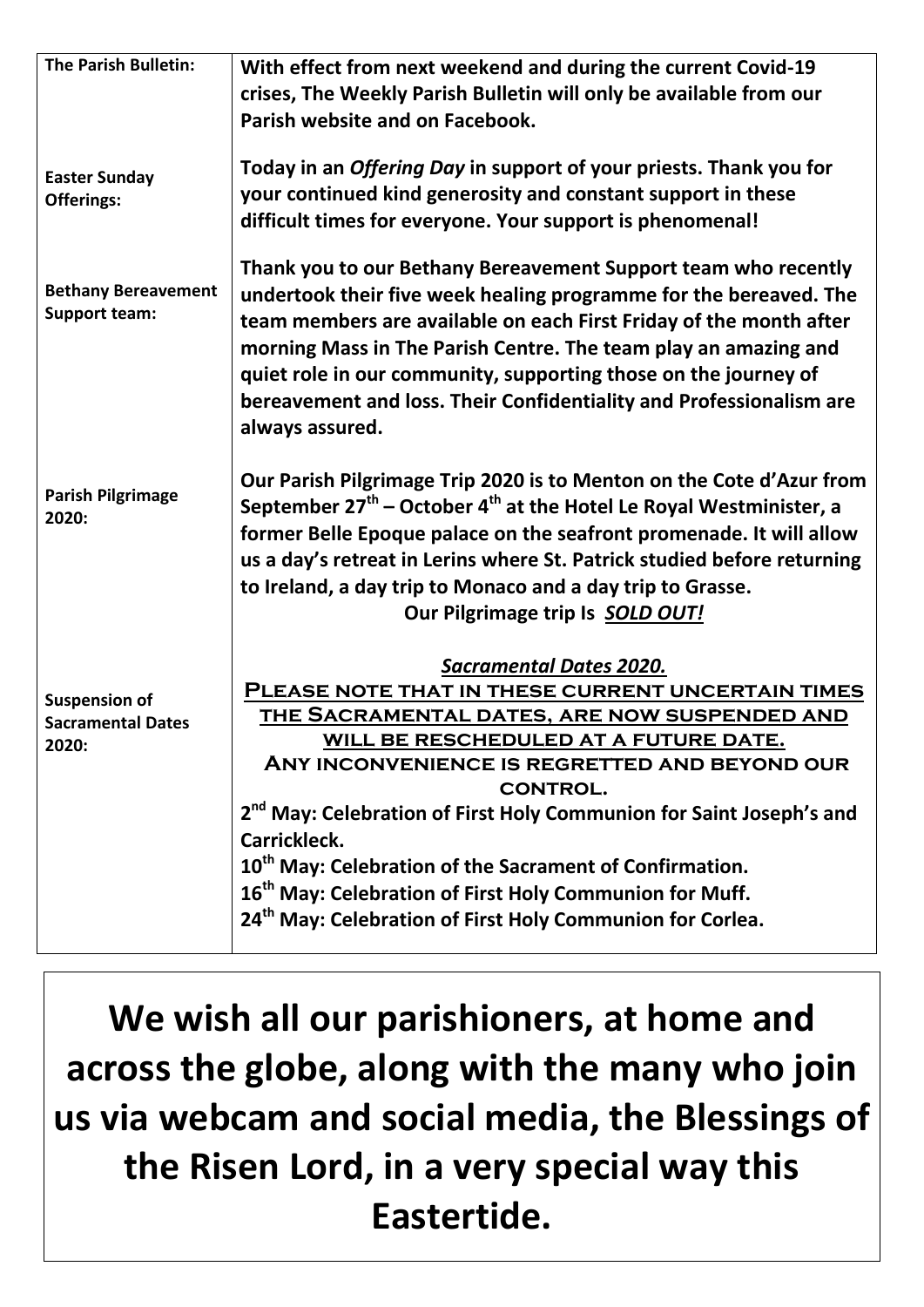| | |
|---|---|
| **The Parish Bulletin:** | **With effect from next weekend and during the current Covid-19 crises, The Weekly Parish Bulletin will only be available from our Parish website and on Facebook.** |
| **Easter Sunday Offerings:** | **Today in an *Offering Day* in support of your priests. Thank you for your continued kind generosity and constant support in these difficult times for everyone. Your support is phenomenal!** |
| **Bethany Bereavement Support team:** | **Thank you to our Bethany Bereavement Support team who recently undertook their five week healing programme for the bereaved. The team members are available on each First Friday of the month after morning Mass in The Parish Centre. The team play an amazing and quiet role in our community, supporting those on the journey of bereavement and loss. Their Confidentiality and Professionalism are always assured.** |
| **Parish Pilgrimage 2020:** | **Our Parish Pilgrimage Trip 2020 is to Menton on the Cote d'Azur from September 27th – October 4th at the Hotel Le Royal Westminister, a former Belle Epoque palace on the seafront promenade. It will allow us a day's retreat in Lerins where St. Patrick studied before returning to Ireland, a day trip to Monaco and a day trip to Grasse.** <br> **Our Pilgrimage trip Is *SOLD OUT!*** |
| **Suspension of Sacramental Dates 2020:** | ***Sacramental Dates 2020.*** <br> **PLEASE NOTE THAT IN THESE CURRENT UNCERTAIN TIMES THE SACRAMENTAL DATES, ARE NOW SUSPENDED AND WILL BE RESCHEDULED AT A FUTURE DATE.** <br> **ANY INCONVENIENCE IS REGRETTED AND BEYOND OUR CONTROL.** <br> **2nd May: Celebration of First Holy Communion for Saint Joseph's and Carrickleck.** <br> **10th May: Celebration of the Sacrament of Confirmation.** <br> **16th May: Celebration of First Holy Communion for Muff.** <br> **24th May: Celebration of First Holy Communion for Corlea.** |

**We wish all our parishioners, at home and across the globe, along with the many who join us via webcam and social media, the Blessings of the Risen Lord, in a very special way this Eastertide.**